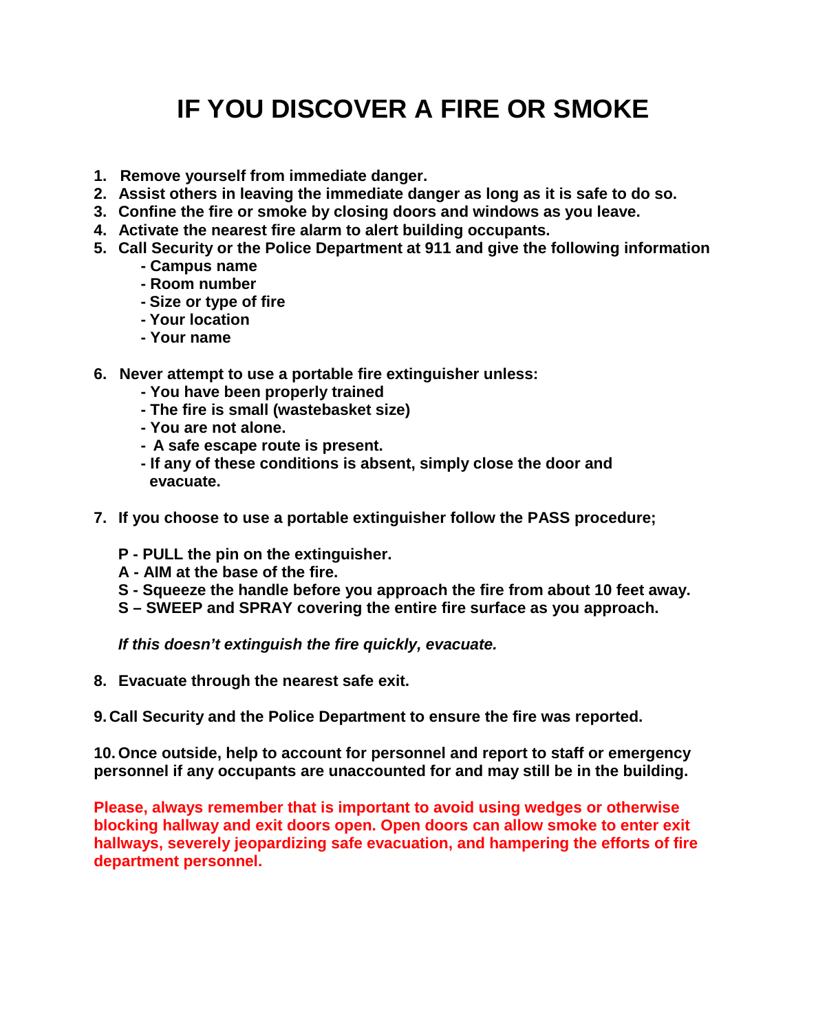# IF YOU DISCOVER A FIRE OR SMOKE

1. **Remove yourself from immediate danger.**
2. **Assist others in leaving the immediate danger as long as it is safe to do so.**
3. **Confine the fire or smoke by closing doors and windows as you leave.**
4. **Activate the nearest fire alarm to alert building occupants.**
5. **Call Security or the Police Department at 911 and give the following information**
   - **Campus name**
   - **Room number**
   - **Size or type of fire**
   - **Your location**
   - **Your name**

6. **Never attempt to use a portable fire extinguisher unless:**
   - **You have been properly trained**
   - **The fire is small (wastebasket size)**
   - **You are not alone.**
   - **A safe escape route is present.**
   - **If any of these conditions is absent, simply close the door and evacuate.**

7. **If you choose to use a portable extinguisher follow the PASS procedure;**

   **P - PULL the pin on the extinguisher.**
   **A - AIM at the base of the fire.**
   **S - Squeeze the handle before you approach the fire from about 10 feet away.**
   **S – SWEEP and SPRAY covering the entire fire surface as you approach.**

   ***If this doesn't extinguish the fire quickly, evacuate.***

8. **Evacuate through the nearest safe exit.**

9. **Call Security and the Police Department to ensure the fire was reported.**

10. **Once outside, help to account for personnel and report to staff or emergency personnel if any occupants are unaccounted for and may still be in the building.**

**Please, always remember that is important to avoid using wedges or otherwise blocking hallway and exit doors open. Open doors can allow smoke to enter exit hallways, severely jeopardizing safe evacuation, and hampering the efforts of fire department personnel.**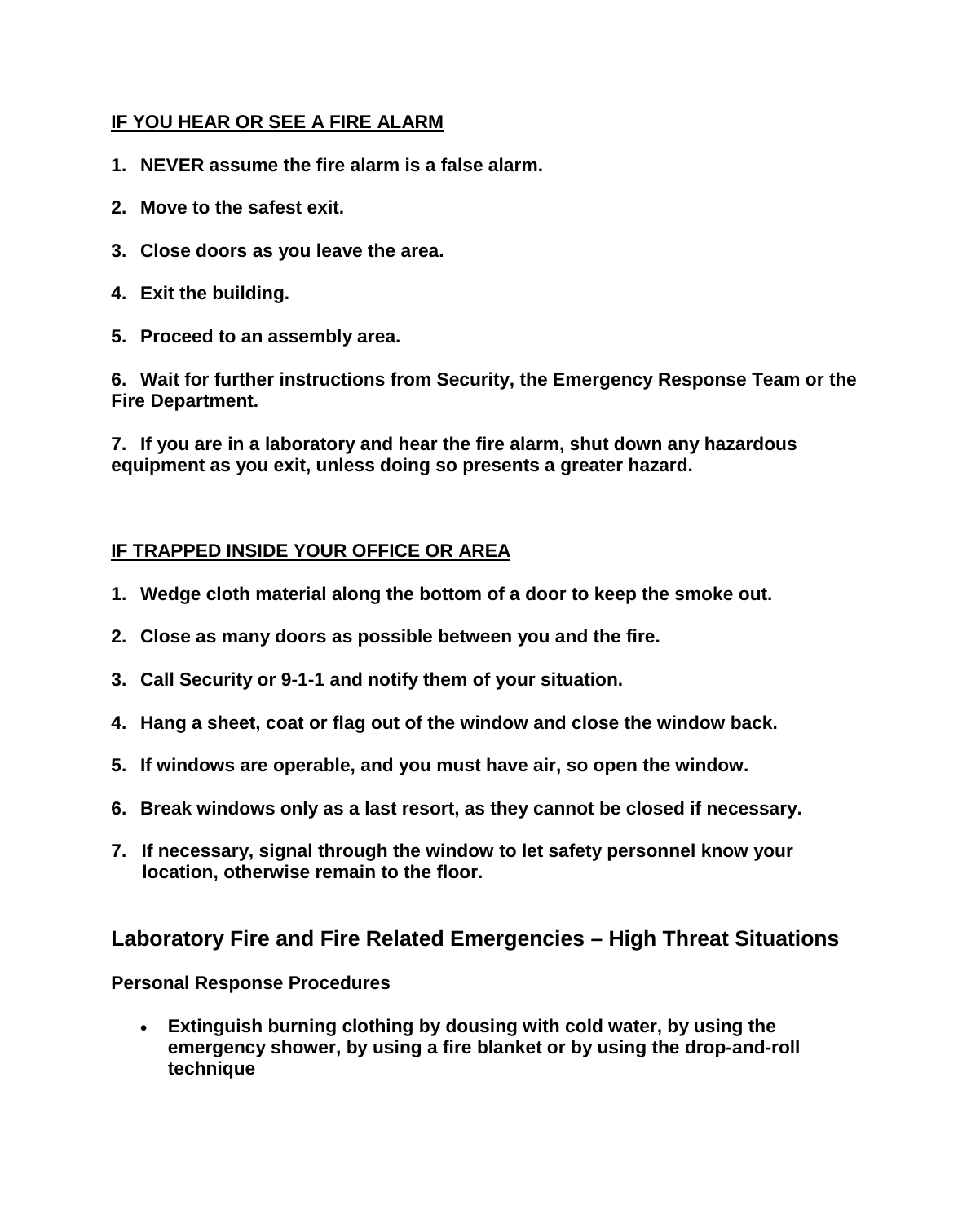**IF YOU HEAR OR SEE A FIRE ALARM**

1. **NEVER assume the fire alarm is a false alarm.**

2. **Move to the safest exit.**

3. **Close doors as you leave the area.**

4. **Exit the building.**

5. **Proceed to an assembly area.**

6. **Wait for further instructions from Security, the Emergency Response Team or the Fire Department.**

7. **If you are in a laboratory and hear the fire alarm, shut down any hazardous equipment as you exit, unless doing so presents a greater hazard.**

**IF TRAPPED INSIDE YOUR OFFICE OR AREA**

1. **Wedge cloth material along the bottom of a door to keep the smoke out.**

2. **Close as many doors as possible between you and the fire.**

3. **Call Security or 9-1-1 and notify them of your situation.**

4. **Hang a sheet, coat or flag out of the window and close the window back.**

5. **If windows are operable, and you must have air, so open the window.**

6. **Break windows only as a last resort, as they cannot be closed if necessary.**

7. **If necessary, signal through the window to let safety personnel know your location, otherwise remain to the floor.**

## Laboratory Fire and Fire Related Emergencies – High Threat Situations

**Personal Response Procedures**

- **Extinguish burning clothing by dousing with cold water, by using the emergency shower, by using a fire blanket or by using the drop-and-roll technique**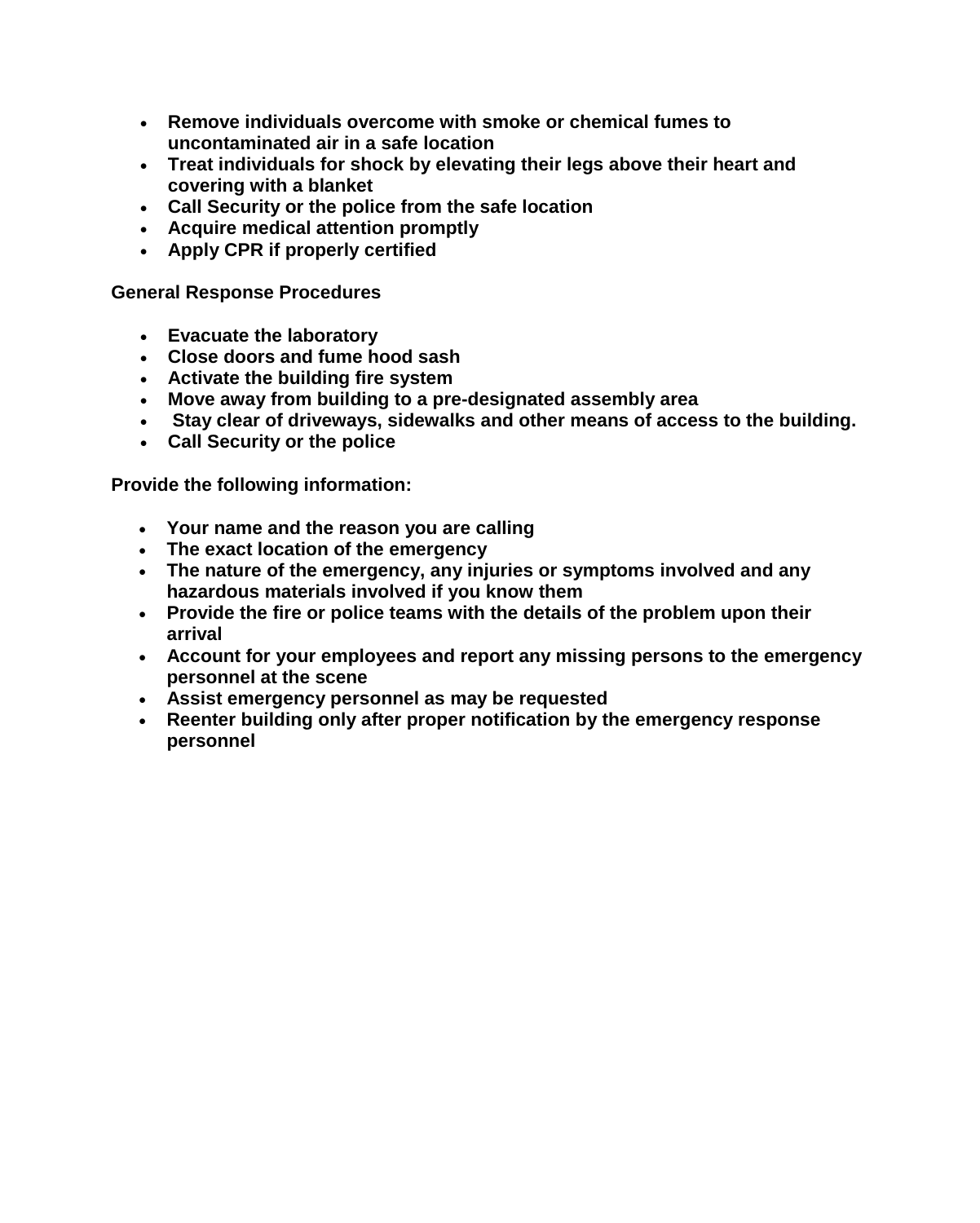- **Remove individuals overcome with smoke or chemical fumes to uncontaminated air in a safe location**
- **Treat individuals for shock by elevating their legs above their heart and covering with a blanket**
- **Call Security or the police from the safe location**
- **Acquire medical attention promptly**
- **Apply CPR if properly certified**

**General Response Procedures**

- **Evacuate the laboratory**
- **Close doors and fume hood sash**
- **Activate the building fire system**
- **Move away from building to a pre-designated assembly area**
- **Stay clear of driveways, sidewalks and other means of access to the building.**
- **Call Security or the police**

**Provide the following information:**

- **Your name and the reason you are calling**
- **The exact location of the emergency**
- **The nature of the emergency, any injuries or symptoms involved and any hazardous materials involved if you know them**
- **Provide the fire or police teams with the details of the problem upon their arrival**
- **Account for your employees and report any missing persons to the emergency personnel at the scene**
- **Assist emergency personnel as may be requested**
- **Reenter building only after proper notification by the emergency response personnel**